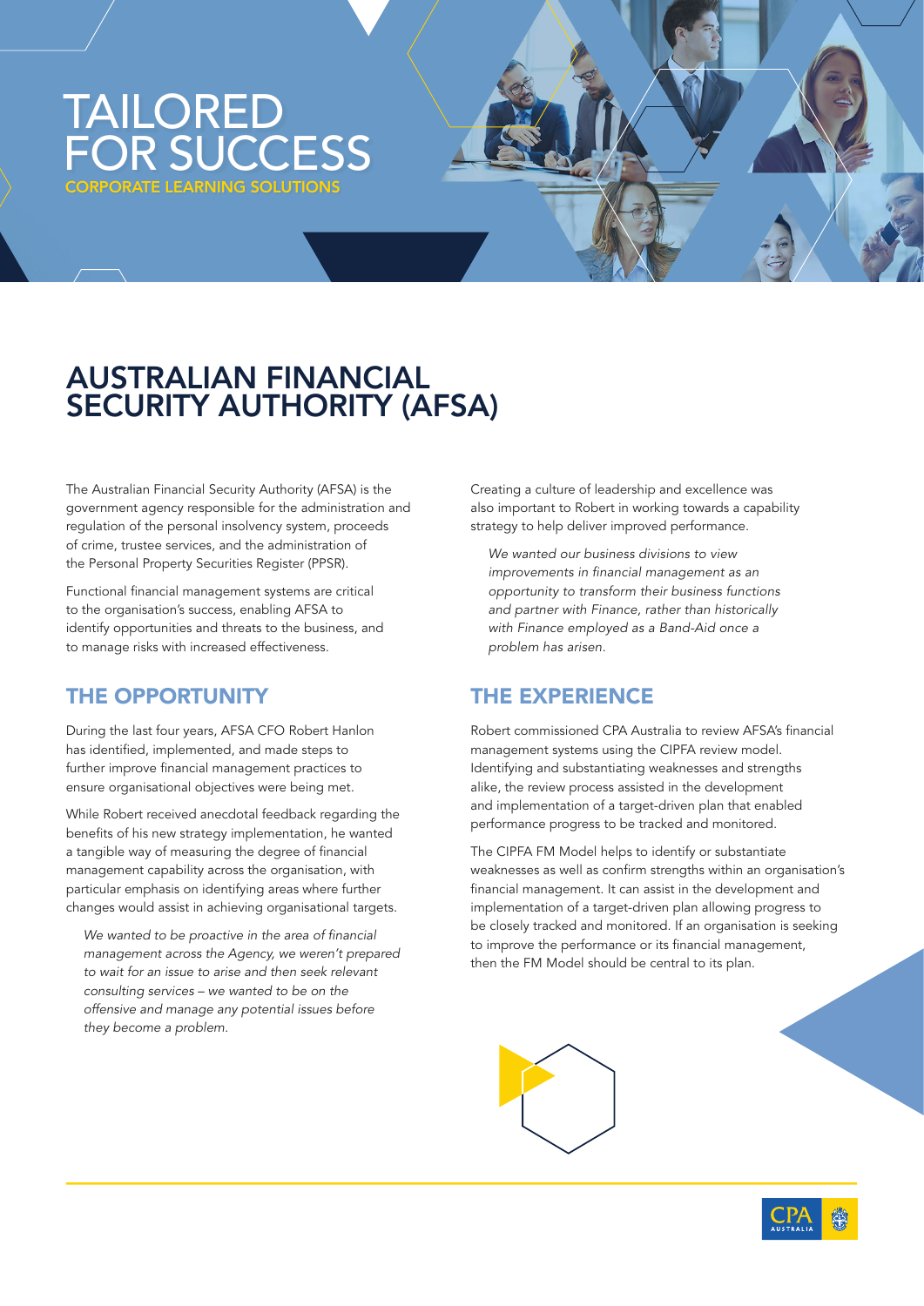# TAILORED FOR SUCCESS

CORPORATE LEARNING SOLUTIONS

# AUSTRALIAN FINANCIAL SECURITY AUTHORITY (AFSA)

The Australian Financial Security Authority (AFSA) is the government agency responsible for the administration and regulation of the personal insolvency system, proceeds of crime, trustee services, and the administration of the Personal Property Securities Register (PPSR).

Functional financial management systems are critical to the organisation's success, enabling AFSA to identify opportunities and threats to the business, and to manage risks with increased effectiveness.

## THE OPPORTUNITY

During the last four years, AFSA CFO Robert Hanlon has identified, implemented, and made steps to further improve financial management practices to ensure organisational objectives were being met.

While Robert received anecdotal feedback regarding the benefits of his new strategy implementation, he wanted a tangible way of measuring the degree of financial management capability across the organisation, with particular emphasis on identifying areas where further changes would assist in achieving organisational targets.

> *We wanted to be proactive in the area of financial management across the Agency, we weren't prepared to wait for an issue to arise and then seek relevant consulting services – we wanted to be on the offensive and manage any potential issues before they become a problem.*

Creating a culture of leadership and excellence was also important to Robert in working towards a capability strategy to help deliver improved performance.

> *We wanted our business divisions to view improvements in financial management as an opportunity to transform their business functions and partner with Finance, rather than historically with Finance employed as a Band-Aid once a problem has arisen.*

## THE EXPERIENCE

Robert commissioned CPA Australia to review AFSA's financial management systems using the CIPFA review model. Identifying and substantiating weaknesses and strengths alike, the review process assisted in the development and implementation of a target-driven plan that enabled performance progress to be tracked and monitored.

The CIPFA FM Model helps to identify or substantiate weaknesses as well as confirm strengths within an organisation's financial management. It can assist in the development and implementation of a target-driven plan allowing progress to be closely tracked and monitored. If an organisation is seeking to improve the performance or its financial management, then the FM Model should be central to its plan.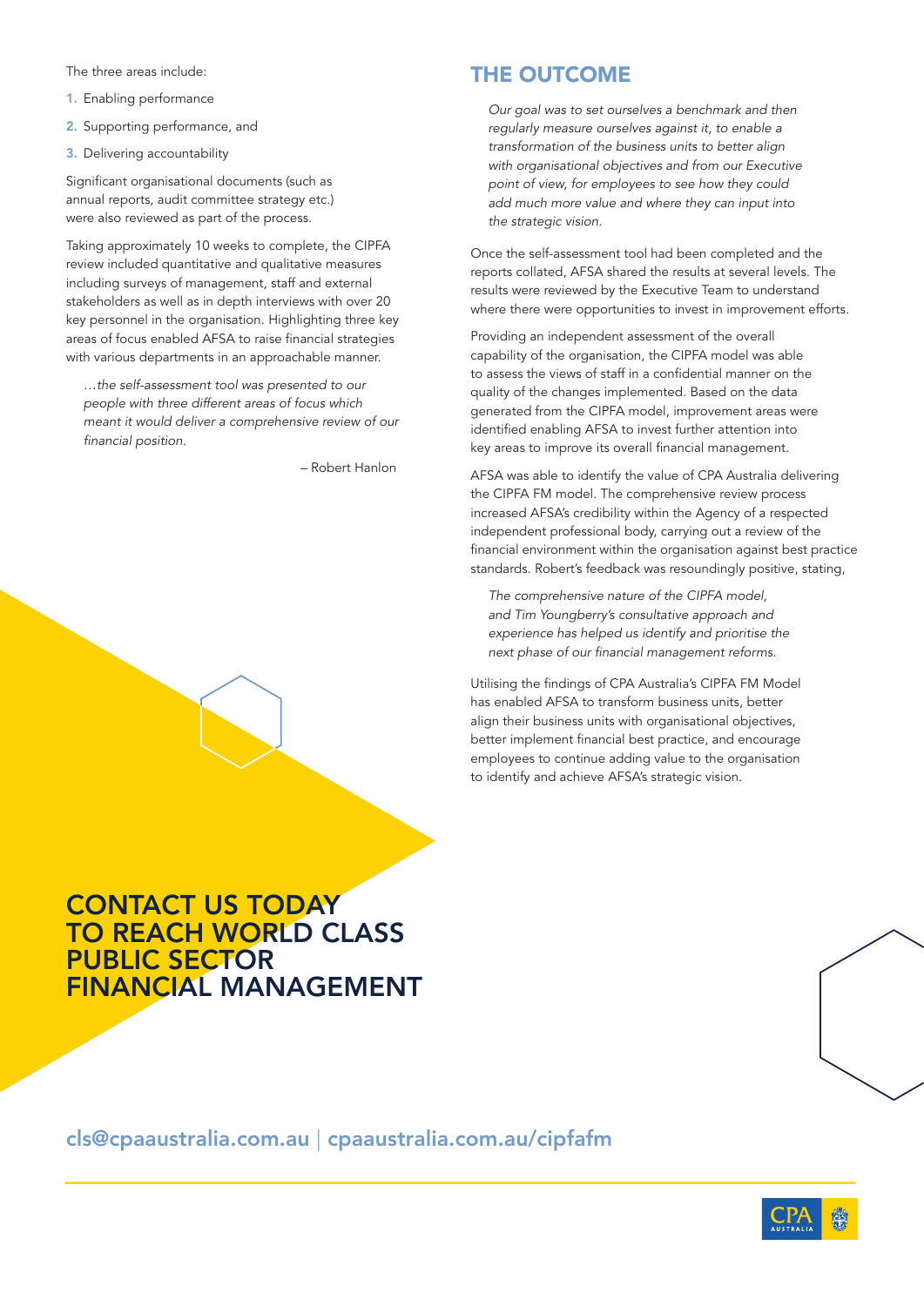The three areas include:

1. Enabling performance
2. Supporting performance, and
3. Delivering accountability

Significant organisational documents (such as annual reports, audit committee strategy etc.) were also reviewed as part of the process.

Taking approximately 10 weeks to complete, the CIPFA review included quantitative and qualitative measures including surveys of management, staff and external stakeholders as well as in depth interviews with over 20 key personnel in the organisation. Highlighting three key areas of focus enabled AFSA to raise financial strategies with various departments in an approachable manner.

> *…the self-assessment tool was presented to our people with three different areas of focus which meant it would deliver a comprehensive review of our financial position.*
>
> – Robert Hanlon

## THE OUTCOME

> *Our goal was to set ourselves a benchmark and then regularly measure ourselves against it, to enable a transformation of the business units to better align with organisational objectives and from our Executive point of view, for employees to see how they could add much more value and where they can input into the strategic vision.*

Once the self-assessment tool had been completed and the reports collated, AFSA shared the results at several levels. The results were reviewed by the Executive Team to understand where there were opportunities to invest in improvement efforts.

Providing an independent assessment of the overall capability of the organisation, the CIPFA model was able to assess the views of staff in a confidential manner on the quality of the changes implemented. Based on the data generated from the CIPFA model, improvement areas were identified enabling AFSA to invest further attention into key areas to improve its overall financial management.

AFSA was able to identify the value of CPA Australia delivering the CIPFA FM model. The comprehensive review process increased AFSA's credibility within the Agency of a respected independent professional body, carrying out a review of the financial environment within the organisation against best practice standards. Robert's feedback was resoundingly positive, stating,

> *The comprehensive nature of the CIPFA model, and Tim Youngberry's consultative approach and experience has helped us identify and prioritise the next phase of our financial management reforms.*

Utilising the findings of CPA Australia's CIPFA FM Model has enabled AFSA to transform business units, better align their business units with organisational objectives, better implement financial best practice, and encourage employees to continue adding value to the organisation to identify and achieve AFSA's strategic vision.

## CONTACT US TODAY TO REACH WORLD CLASS PUBLIC SECTOR FINANCIAL MANAGEMENT

cls@cpaaustralia.com.au | cpaaustralia.com.au/cipfafm